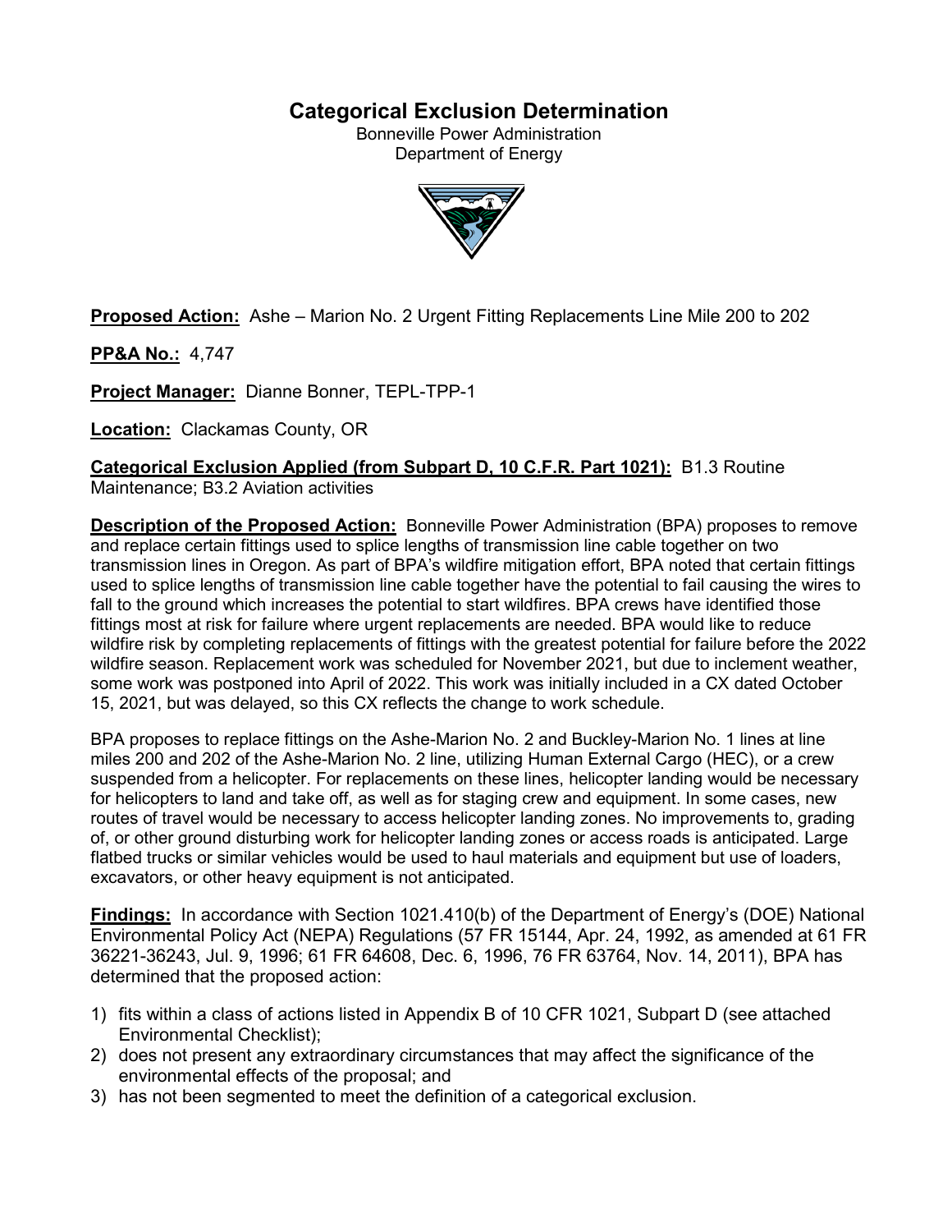# Categorical Exclusion Determination

Bonneville Power Administration
Department of Energy

**Proposed Action:** Ashe – Marion No. 2 Urgent Fitting Replacements Line Mile 200 to 202

**PP&A No.:** 4,747

**Project Manager:** Dianne Bonner, TEPL-TPP-1

**Location:** Clackamas County, OR

**Categorical Exclusion Applied (from Subpart D, 10 C.F.R. Part 1021):** B1.3 Routine Maintenance; B3.2 Aviation activities

**Description of the Proposed Action:** Bonneville Power Administration (BPA) proposes to remove and replace certain fittings used to splice lengths of transmission line cable together on two transmission lines in Oregon. As part of BPA's wildfire mitigation effort, BPA noted that certain fittings used to splice lengths of transmission line cable together have the potential to fail causing the wires to fall to the ground which increases the potential to start wildfires. BPA crews have identified those fittings most at risk for failure where urgent replacements are needed. BPA would like to reduce wildfire risk by completing replacements of fittings with the greatest potential for failure before the 2022 wildfire season. Replacement work was scheduled for November 2021, but due to inclement weather, some work was postponed into April of 2022. This work was initially included in a CX dated October 15, 2021, but was delayed, so this CX reflects the change to work schedule.

BPA proposes to replace fittings on the Ashe-Marion No. 2 and Buckley-Marion No. 1 lines at line miles 200 and 202 of the Ashe-Marion No. 2 line, utilizing Human External Cargo (HEC), or a crew suspended from a helicopter. For replacements on these lines, helicopter landing would be necessary for helicopters to land and take off, as well as for staging crew and equipment. In some cases, new routes of travel would be necessary to access helicopter landing zones. No improvements to, grading of, or other ground disturbing work for helicopter landing zones or access roads is anticipated. Large flatbed trucks or similar vehicles would be used to haul materials and equipment but use of loaders, excavators, or other heavy equipment is not anticipated.

**Findings:** In accordance with Section 1021.410(b) of the Department of Energy's (DOE) National Environmental Policy Act (NEPA) Regulations (57 FR 15144, Apr. 24, 1992, as amended at 61 FR 36221-36243, Jul. 9, 1996; 61 FR 64608, Dec. 6, 1996, 76 FR 63764, Nov. 14, 2011), BPA has determined that the proposed action:

1) fits within a class of actions listed in Appendix B of 10 CFR 1021, Subpart D (see attached Environmental Checklist);
2) does not present any extraordinary circumstances that may affect the significance of the environmental effects of the proposal; and
3) has not been segmented to meet the definition of a categorical exclusion.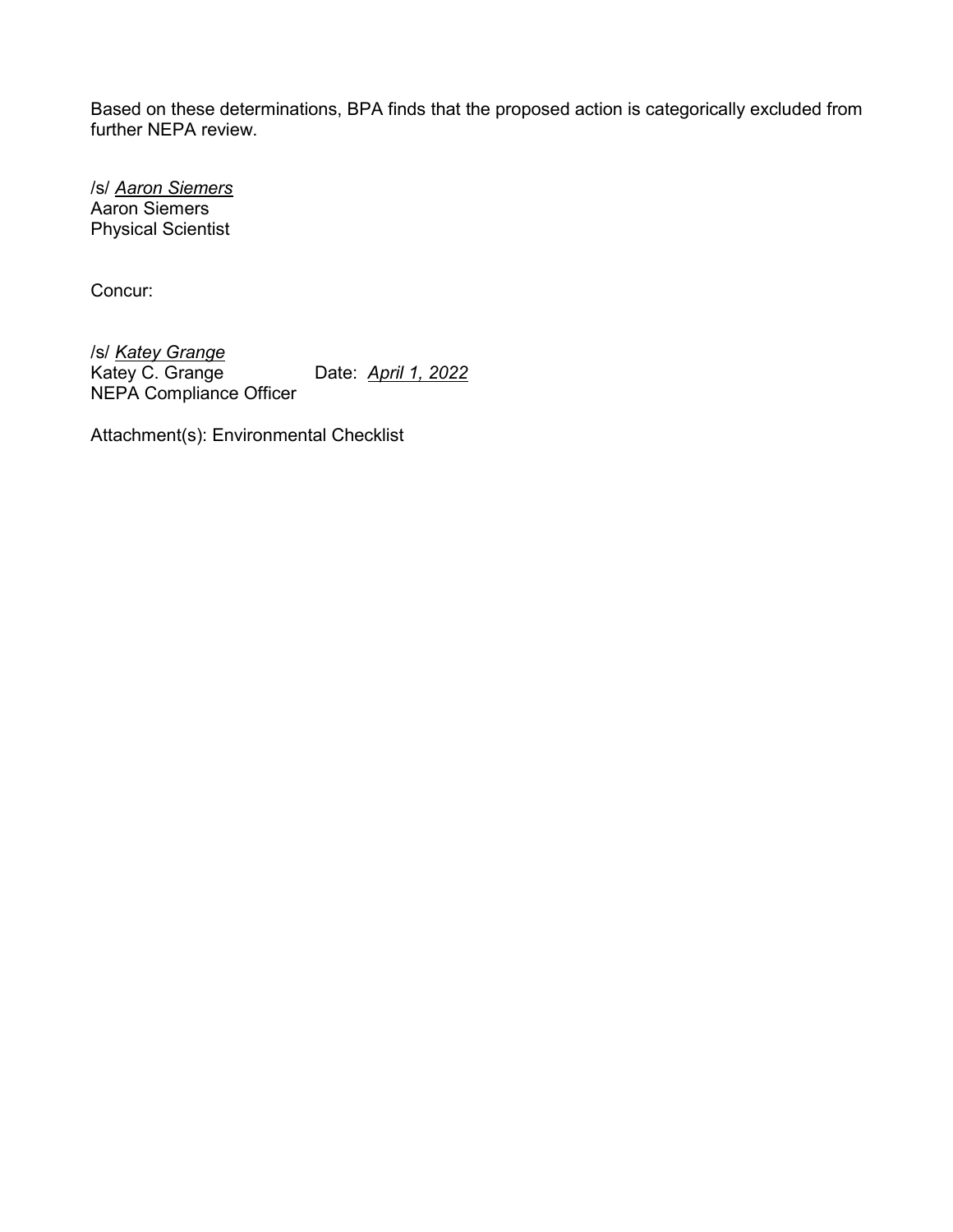Based on these determinations, BPA finds that the proposed action is categorically excluded from further NEPA review.

/s/ *Aaron Siemers*
Aaron Siemers
Physical Scientist

Concur:

/s/ *Katey Grange*
Katey C. Grange Date: *April 1, 2022*
NEPA Compliance Officer

Attachment(s): Environmental Checklist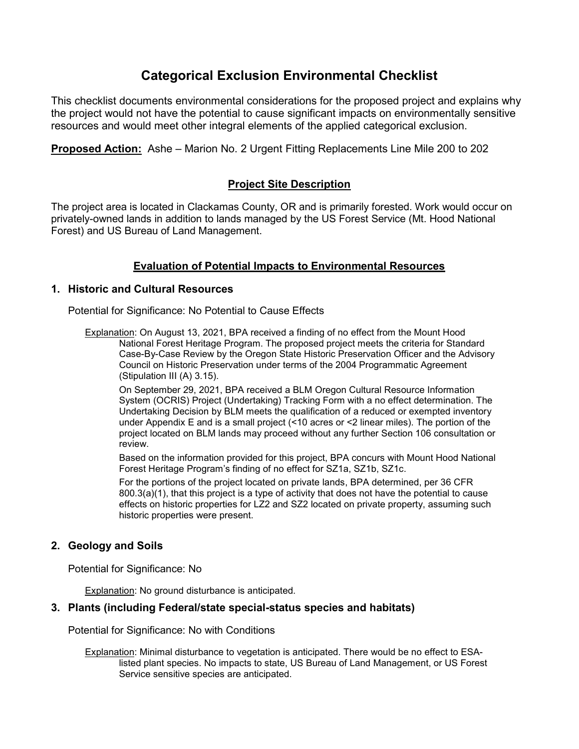# Categorical Exclusion Environmental Checklist

This checklist documents environmental considerations for the proposed project and explains why the project would not have the potential to cause significant impacts on environmentally sensitive resources and would meet other integral elements of the applied categorical exclusion.

**Proposed Action:** Ashe – Marion No. 2 Urgent Fitting Replacements Line Mile 200 to 202

## Project Site Description

The project area is located in Clackamas County, OR and is primarily forested. Work would occur on privately-owned lands in addition to lands managed by the US Forest Service (Mt. Hood National Forest) and US Bureau of Land Management.

## Evaluation of Potential Impacts to Environmental Resources

### 1. Historic and Cultural Resources

Potential for Significance: No Potential to Cause Effects

Explanation: On August 13, 2021, BPA received a finding of no effect from the Mount Hood National Forest Heritage Program. The proposed project meets the criteria for Standard Case-By-Case Review by the Oregon State Historic Preservation Officer and the Advisory Council on Historic Preservation under terms of the 2004 Programmatic Agreement (Stipulation III (A) 3.15).

On September 29, 2021, BPA received a BLM Oregon Cultural Resource Information System (OCRIS) Project (Undertaking) Tracking Form with a no effect determination. The Undertaking Decision by BLM meets the qualification of a reduced or exempted inventory under Appendix E and is a small project (<10 acres or <2 linear miles). The portion of the project located on BLM lands may proceed without any further Section 106 consultation or review.

Based on the information provided for this project, BPA concurs with Mount Hood National Forest Heritage Program's finding of no effect for SZ1a, SZ1b, SZ1c.

For the portions of the project located on private lands, BPA determined, per 36 CFR 800.3(a)(1), that this project is a type of activity that does not have the potential to cause effects on historic properties for LZ2 and SZ2 located on private property, assuming such historic properties were present.

### 2. Geology and Soils

Potential for Significance: No

Explanation: No ground disturbance is anticipated.

### 3. Plants (including Federal/state special-status species and habitats)

Potential for Significance: No with Conditions

Explanation: Minimal disturbance to vegetation is anticipated. There would be no effect to ESA-listed plant species. No impacts to state, US Bureau of Land Management, or US Forest Service sensitive species are anticipated.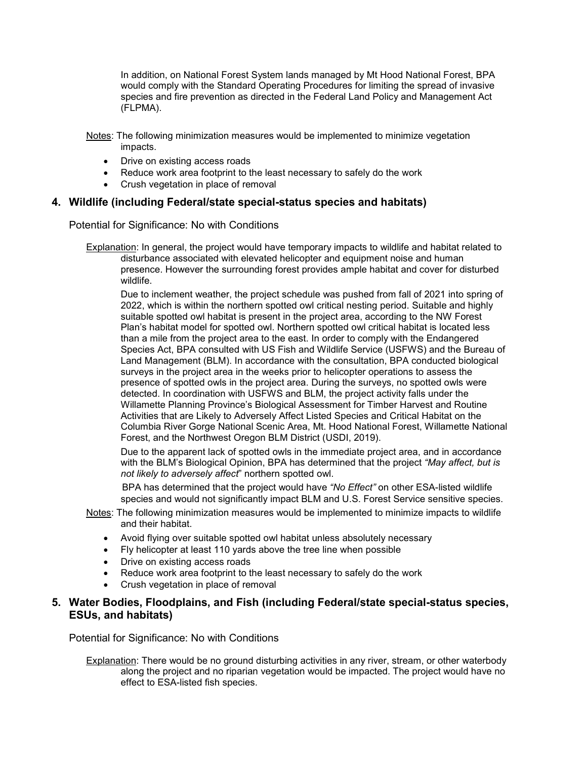In addition, on National Forest System lands managed by Mt Hood National Forest, BPA would comply with the Standard Operating Procedures for limiting the spread of invasive species and fire prevention as directed in the Federal Land Policy and Management Act (FLPMA).

Notes: The following minimization measures would be implemented to minimize vegetation impacts.

- Drive on existing access roads
- Reduce work area footprint to the least necessary to safely do the work
- Crush vegetation in place of removal

## 4. Wildlife (including Federal/state special-status species and habitats)

Potential for Significance: No with Conditions

Explanation: In general, the project would have temporary impacts to wildlife and habitat related to disturbance associated with elevated helicopter and equipment noise and human presence. However the surrounding forest provides ample habitat and cover for disturbed wildlife.

Due to inclement weather, the project schedule was pushed from fall of 2021 into spring of 2022, which is within the northern spotted owl critical nesting period. Suitable and highly suitable spotted owl habitat is present in the project area, according to the NW Forest Plan's habitat model for spotted owl. Northern spotted owl critical habitat is located less than a mile from the project area to the east. In order to comply with the Endangered Species Act, BPA consulted with US Fish and Wildlife Service (USFWS) and the Bureau of Land Management (BLM). In accordance with the consultation, BPA conducted biological surveys in the project area in the weeks prior to helicopter operations to assess the presence of spotted owls in the project area. During the surveys, no spotted owls were detected. In coordination with USFWS and BLM, the project activity falls under the Willamette Planning Province's Biological Assessment for Timber Harvest and Routine Activities that are Likely to Adversely Affect Listed Species and Critical Habitat on the Columbia River Gorge National Scenic Area, Mt. Hood National Forest, Willamette National Forest, and the Northwest Oregon BLM District (USDI, 2019).

Due to the apparent lack of spotted owls in the immediate project area, and in accordance with the BLM's Biological Opinion, BPA has determined that the project *"May affect, but is not likely to adversely affect"* northern spotted owl.

BPA has determined that the project would have *"No Effect"* on other ESA-listed wildlife species and would not significantly impact BLM and U.S. Forest Service sensitive species.

Notes: The following minimization measures would be implemented to minimize impacts to wildlife and their habitat.

- Avoid flying over suitable spotted owl habitat unless absolutely necessary
- Fly helicopter at least 110 yards above the tree line when possible
- Drive on existing access roads
- Reduce work area footprint to the least necessary to safely do the work
- Crush vegetation in place of removal

## 5. Water Bodies, Floodplains, and Fish (including Federal/state special-status species, ESUs, and habitats)

Potential for Significance: No with Conditions

Explanation: There would be no ground disturbing activities in any river, stream, or other waterbody along the project and no riparian vegetation would be impacted. The project would have no effect to ESA-listed fish species.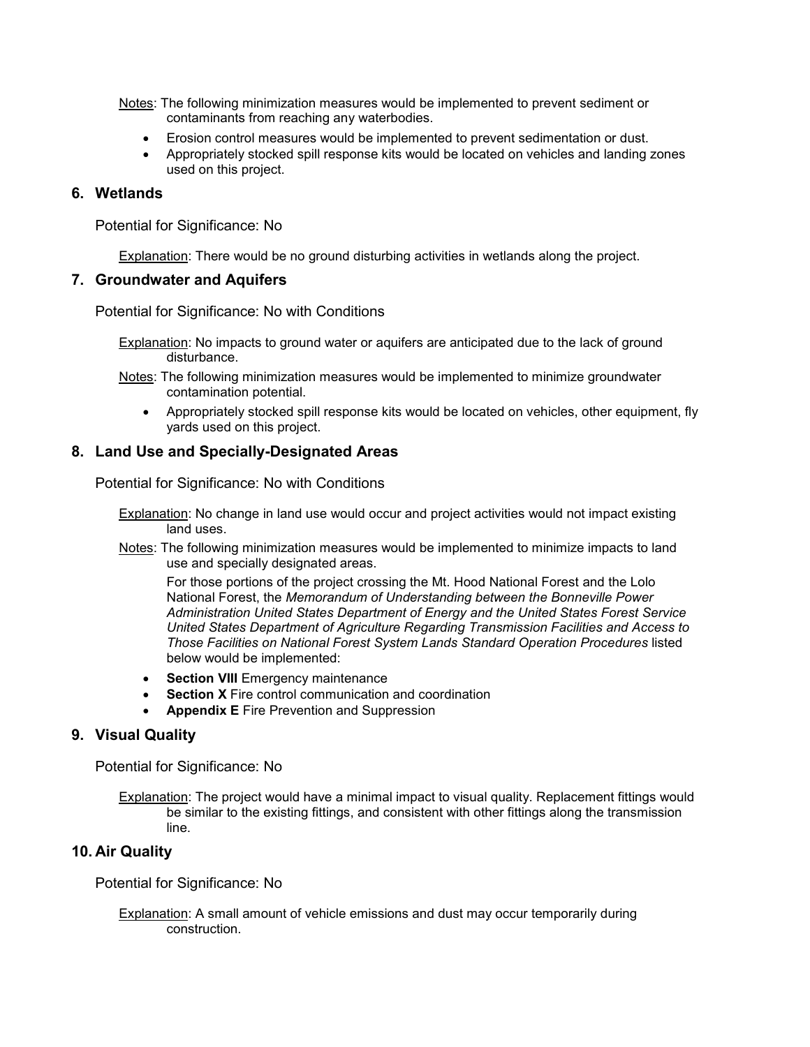Notes: The following minimization measures would be implemented to prevent sediment or contaminants from reaching any waterbodies.

- Erosion control measures would be implemented to prevent sedimentation or dust.
- Appropriately stocked spill response kits would be located on vehicles and landing zones used on this project.

### 6. Wetlands

Potential for Significance: No

Explanation: There would be no ground disturbing activities in wetlands along the project.

### 7. Groundwater and Aquifers

Potential for Significance: No with Conditions

Explanation: No impacts to ground water or aquifers are anticipated due to the lack of ground disturbance.

Notes: The following minimization measures would be implemented to minimize groundwater contamination potential.

- Appropriately stocked spill response kits would be located on vehicles, other equipment, fly yards used on this project.

### 8. Land Use and Specially-Designated Areas

Potential for Significance: No with Conditions

Explanation: No change in land use would occur and project activities would not impact existing land uses.

Notes: The following minimization measures would be implemented to minimize impacts to land use and specially designated areas.

For those portions of the project crossing the Mt. Hood National Forest and the Lolo National Forest, the *Memorandum of Understanding between the Bonneville Power Administration United States Department of Energy and the United States Forest Service United States Department of Agriculture Regarding Transmission Facilities and Access to Those Facilities on National Forest System Lands Standard Operation Procedures* listed below would be implemented:

- **Section VIII** Emergency maintenance
- **Section X** Fire control communication and coordination
- **Appendix E** Fire Prevention and Suppression

### 9. Visual Quality

Potential for Significance: No

Explanation: The project would have a minimal impact to visual quality. Replacement fittings would be similar to the existing fittings, and consistent with other fittings along the transmission line.

### 10. Air Quality

Potential for Significance: No

Explanation: A small amount of vehicle emissions and dust may occur temporarily during construction.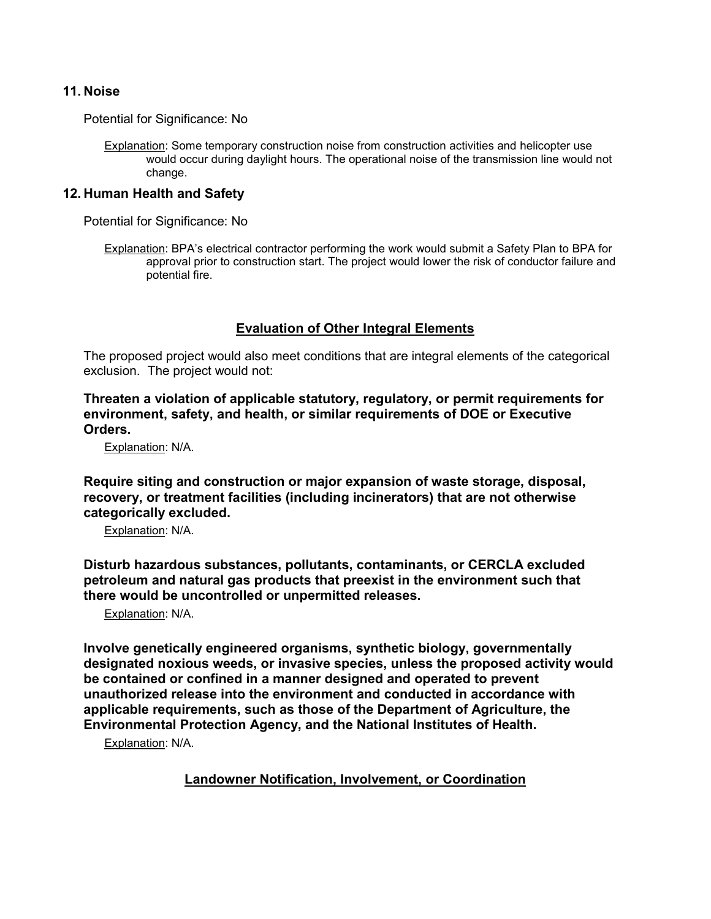## 11. Noise

Potential for Significance: No

Explanation: Some temporary construction noise from construction activities and helicopter use would occur during daylight hours. The operational noise of the transmission line would not change.

## 12. Human Health and Safety

Potential for Significance: No

Explanation: BPA's electrical contractor performing the work would submit a Safety Plan to BPA for approval prior to construction start. The project would lower the risk of conductor failure and potential fire.

## Evaluation of Other Integral Elements

The proposed project would also meet conditions that are integral elements of the categorical exclusion. The project would not:

**Threaten a violation of applicable statutory, regulatory, or permit requirements for environment, safety, and health, or similar requirements of DOE or Executive Orders.**

Explanation: N/A.

**Require siting and construction or major expansion of waste storage, disposal, recovery, or treatment facilities (including incinerators) that are not otherwise categorically excluded.**

Explanation: N/A.

**Disturb hazardous substances, pollutants, contaminants, or CERCLA excluded petroleum and natural gas products that preexist in the environment such that there would be uncontrolled or unpermitted releases.**

Explanation: N/A.

**Involve genetically engineered organisms, synthetic biology, governmentally designated noxious weeds, or invasive species, unless the proposed activity would be contained or confined in a manner designed and operated to prevent unauthorized release into the environment and conducted in accordance with applicable requirements, such as those of the Department of Agriculture, the Environmental Protection Agency, and the National Institutes of Health.**

Explanation: N/A.

## Landowner Notification, Involvement, or Coordination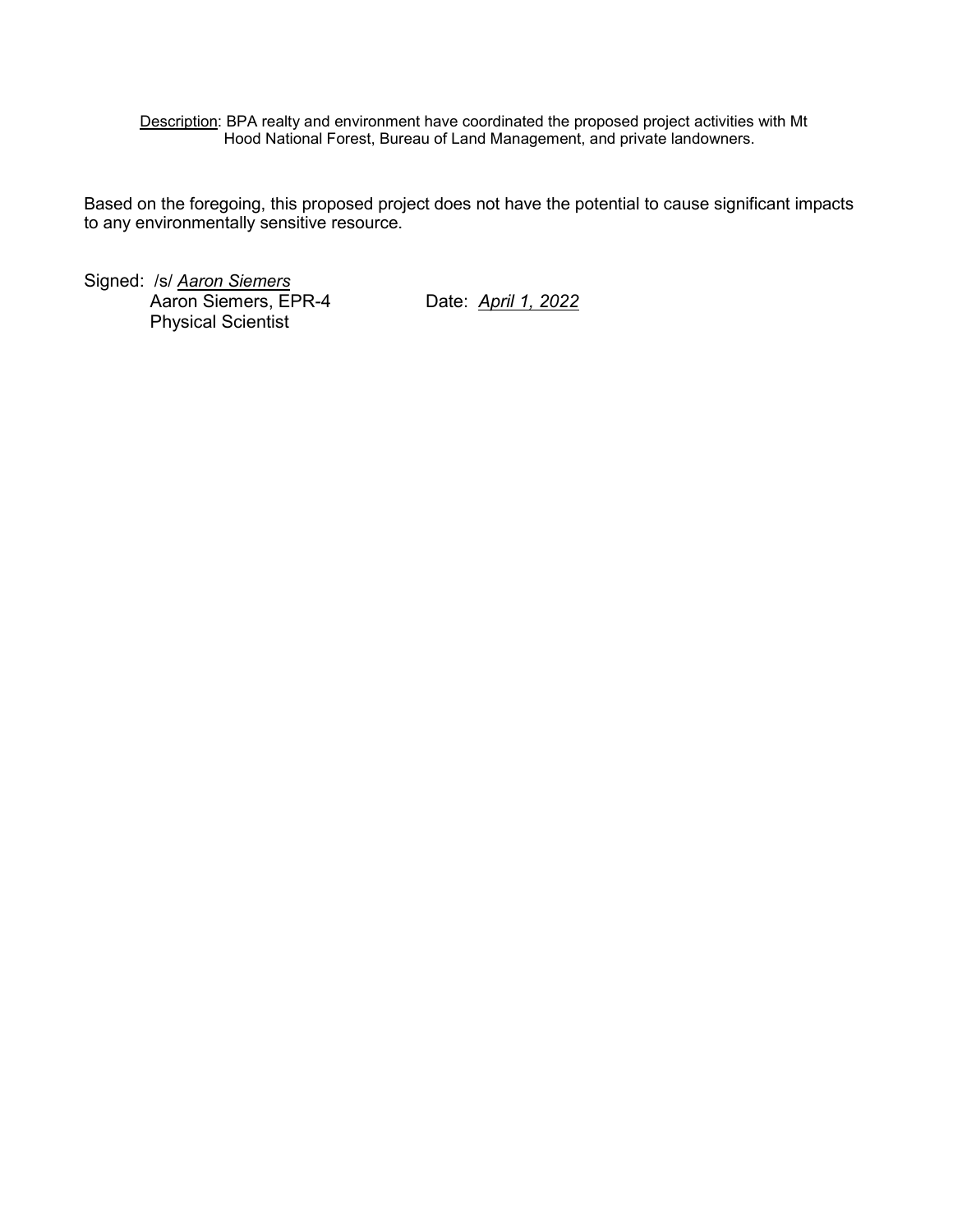Description: BPA realty and environment have coordinated the proposed project activities with Mt Hood National Forest, Bureau of Land Management, and private landowners.

Based on the foregoing, this proposed project does not have the potential to cause significant impacts to any environmentally sensitive resource.

Signed: /s/ *Aaron Siemers*
Aaron Siemers, EPR-4
Physical Scientist

Date: *April 1, 2022*